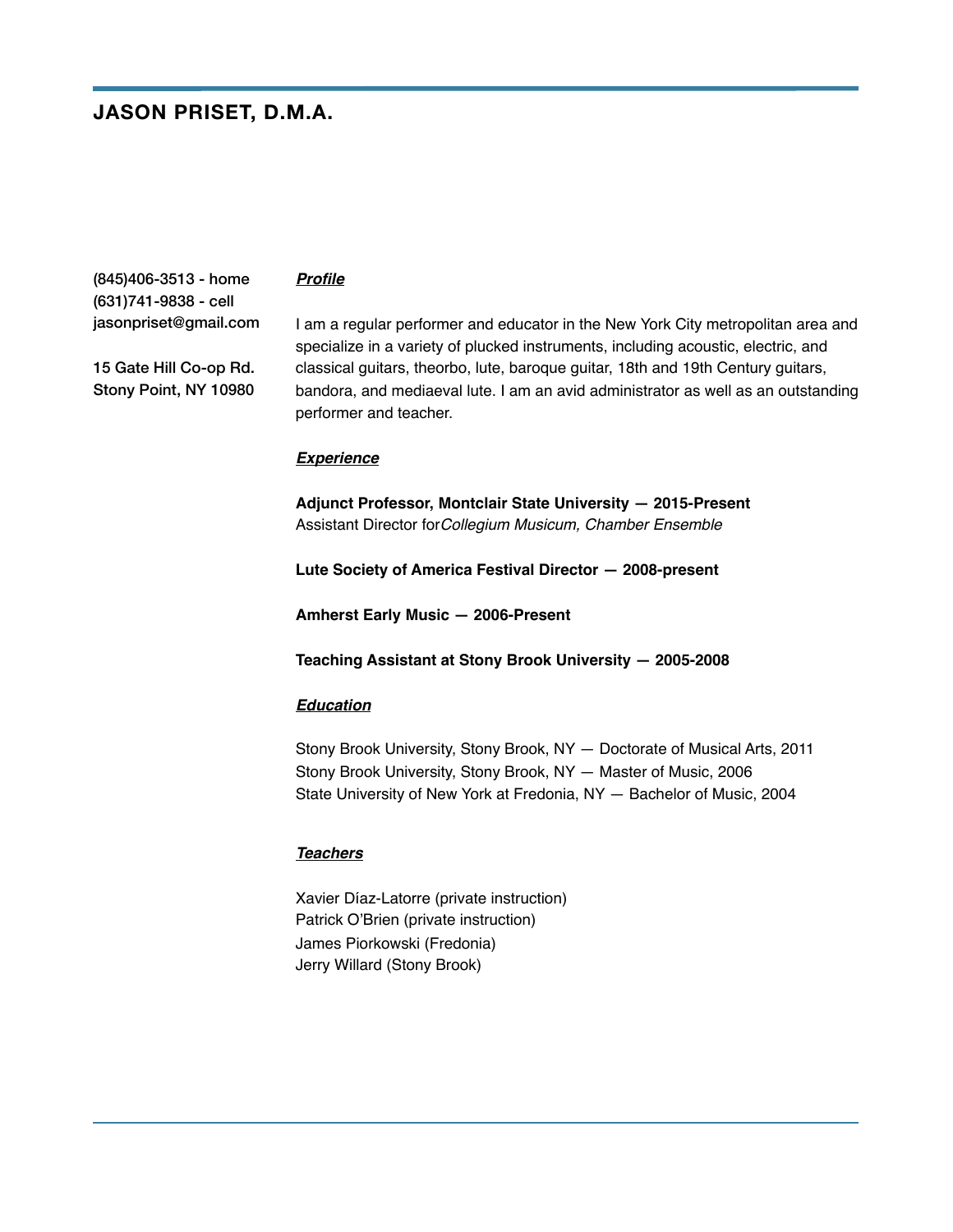# JASON PRISET, D.M.A.

(845)406-3513 - home
(631)741-9838 - cell
jasonpriset@gmail.com

15 Gate Hill Co-op Rd.
Stony Point, NY 10980

***Profile***

I am a regular performer and educator in the New York City metropolitan area and specialize in a variety of plucked instruments, including acoustic, electric, and classical guitars, theorbo, lute, baroque guitar, 18th and 19th Century guitars, bandora, and mediaeval lute. I am an avid administrator as well as an outstanding performer and teacher.

***Experience***

**Adjunct Professor, Montclair State University — 2015-Present**
Assistant Director for*Collegium Musicum, Chamber Ensemble*

**Lute Society of America Festival Director — 2008-present**

**Amherst Early Music — 2006-Present**

**Teaching Assistant at Stony Brook University — 2005-2008**

***Education***

Stony Brook University, Stony Brook, NY — Doctorate of Musical Arts, 2011
Stony Brook University, Stony Brook, NY — Master of Music, 2006
State University of New York at Fredonia, NY — Bachelor of Music, 2004

***Teachers***

Xavier Díaz-Latorre (private instruction)
Patrick O'Brien (private instruction)
James Piorkowski (Fredonia)
Jerry Willard (Stony Brook)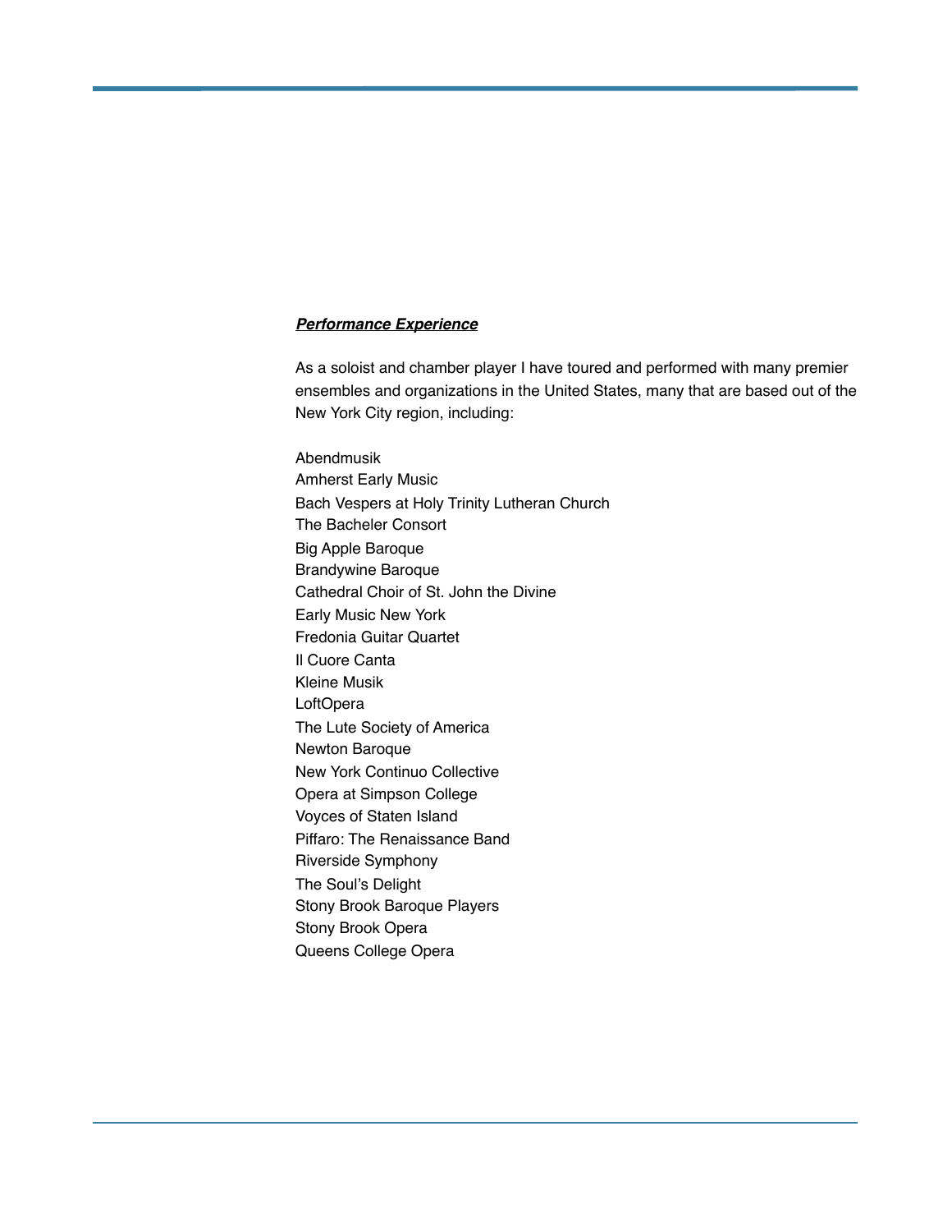***Performance Experience***

As a soloist and chamber player I have toured and performed with many premier ensembles and organizations in the United States, many that are based out of the New York City region, including:

Abendmusik
Amherst Early Music
Bach Vespers at Holy Trinity Lutheran Church
The Bacheler Consort
Big Apple Baroque
Brandywine Baroque
Cathedral Choir of St. John the Divine
Early Music New York
Fredonia Guitar Quartet
Il Cuore Canta
Kleine Musik
LoftOpera
The Lute Society of America
Newton Baroque
New York Continuo Collective
Opera at Simpson College
Voyces of Staten Island
Piffaro: The Renaissance Band
Riverside Symphony
The Soul's Delight
Stony Brook Baroque Players
Stony Brook Opera
Queens College Opera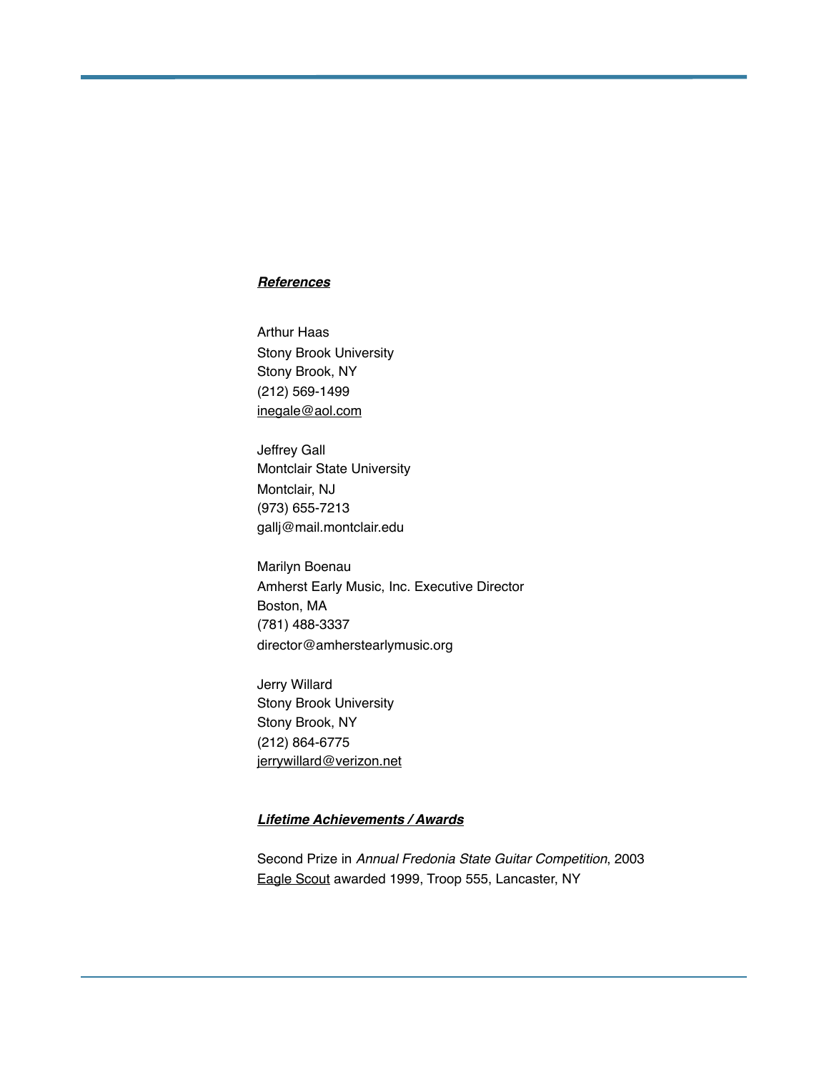***References***

Arthur Haas
Stony Brook University
Stony Brook, NY
(212) 569-1499
inegale@aol.com

Jeffrey Gall
Montclair State University
Montclair, NJ
(973) 655-7213
gallj@mail.montclair.edu

Marilyn Boenau
Amherst Early Music, Inc. Executive Director
Boston, MA
(781) 488-3337
director@amherstearlymusic.org

Jerry Willard
Stony Brook University
Stony Brook, NY
(212) 864-6775
jerrywillard@verizon.net

***Lifetime Achievements / Awards***

Second Prize in *Annual Fredonia State Guitar Competition*, 2003
Eagle Scout awarded 1999, Troop 555, Lancaster, NY